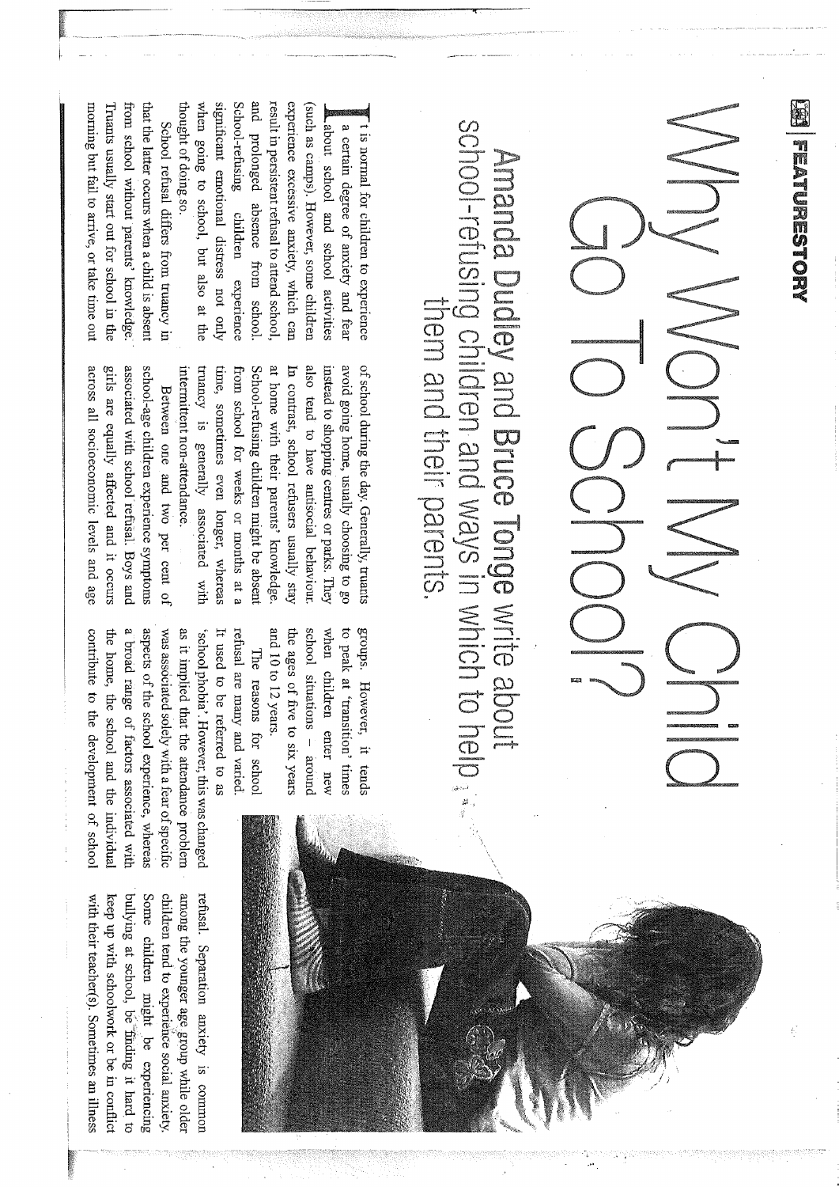FEATURESTORY

# Why Won't My Child Go To School?

## Amanda Dudley and Bruce Tonge write about school-refusing children and ways in which to help them and their parents.

It is normal for children to experience a certain degree of anxiety and fear about school and school activities (such as camps). However, some children experience excessive anxiety, which can result in persistent refusal to attend school, and prolonged absence from school. School-refusing children experience significant emotional distress not only when going to school, but also at the thought of doing so.

School refusal differs from truancy in that the latter occurs when a child is absent from school without parents' knowledge. Truants usually start out for school in the morning but fail to arrive, or take time out of school during the day. Generally, truants avoid going home, usually choosing to go instead to shopping centres or parks. They also tend to have antisocial behaviour. In contrast, school refusers usually stay at home with their parents' knowledge. School-refusing children might be absent from school for weeks or months at a time, sometimes even longer, whereas truancy is generally associated with intermittent non-attendance.

Between one and two per cent of school-age children experience symptoms associated with school refusal. Boys and girls are equally affected and it occurs across all socioeconomic levels and age groups. However, it tends to peak at 'transition' times when children enter new school situations – around the ages of five to six years and 10 to 12 years.

The reasons for school refusal are many and varied. It used to be referred to as 'school phobia'. However, this was changed as it implied that the attendance problem was associated solely with a fear of specific aspects of the school experience, whereas a broad range of factors associated with the home, the school and the individual contribute to the development of school refusal. Separation anxiety is common among the younger age group while older children tend to experience social anxiety. Some children might be experiencing bullying at school, be finding it hard to keep up with schoolwork or be in conflict with their teacher(s). Sometimes an illness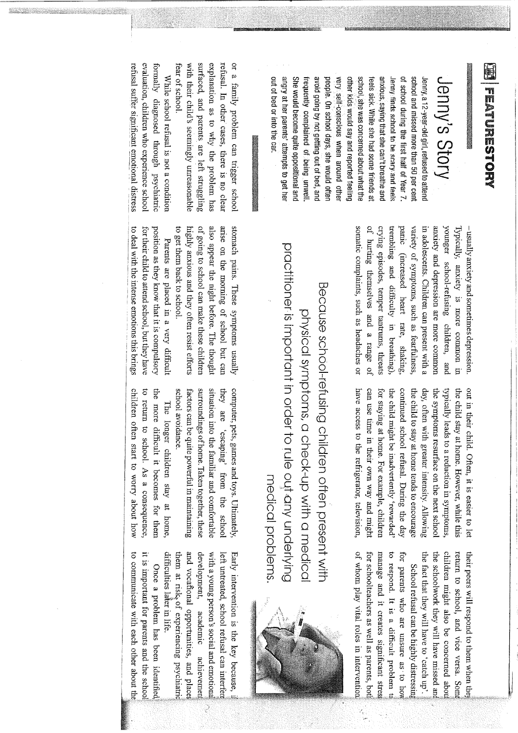## Jenny's Story

Jenny, a 12-year-old girl, refused to attend school and missed more than 50 per cent of school during the first half of Year 7. Jenny finds school to be scary and feels anxious, saying that she can't breathe and feels sick. While she had some friends at school, she was concerned about what the other kids would say and reported feeling very self-conscious when around other people. On school days, she would often avoid going by not getting out of bed, and frequently complained of being unwell. She would become quite oppositional and angry at her parents' attempts to get her out of bed or into the car.

> Because school-refusing children often present with physical symptoms, a check-up with a medical practitioner is important in order to rule out any underlying medical problems.

or a family problem can trigger school refusal. In other cases, there is no clear explanation as to why the problem has surfaced, and parents are left struggling with their child's seemingly unreasonable fear of school.

While school refusal is not a condition formally diagnosed through psychiatric evaluation, children who experience school refusal suffer significant emotional distress – usually anxiety and sometimes depression. Typically, anxiety is more common in younger school-refusing children, and anxiety and depression are more common in adolescents. Children can present with a variety of symptoms, such as fearfulness, panic (increased heart rate, shaking, trembling and difficulty in breathing), crying episodes, temper tantrums, threats of hurting themselves and a range of somatic complaints, such as headaches or stomach pains. These symptoms usually arise on the morning of school but can also appear the night before. The thought of going to school can make these children highly anxious and they often resist efforts to get them back to school.

Parents are placed in a very difficult position as they know that it is compulsory for their child to attend school, but they have to deal with the intense emotions this brings out in their child. Often, it is easier to let the child stay at home. However, while this typically leads to a reduction in symptoms, the symptoms resurface on the next school day, often with greater intensity. Allowing the child to stay at home tends to encourage continued school refusal. During the day the child might be inadvertently 'rewarded' for staying at home. For example, children can use time in their own way and might have access to the refrigerator, television, computer, pets, games and toys. Ultimately, they are 'escaping' from the school situation into the familiar and comfortable surroundings of home. Taken together, these factors can be quite powerful in maintaining school avoidance.

The longer children stay at home, the more difficult it becomes for them to return to school. As a consequence, children often start to worry about how their peers will respond to them when they return to school, and vice versa. Some children might also be concerned about the schoolwork they will have missed and the fact that they will have to 'catch up'.

School refusal can be highly distressing for parents who are unsure as to how to respond. It is a difficult problem to manage and it creates significant stress for schoolteachers as well as parents, both of whom play vital roles in intervention.

Early intervention is the key because, if left untreated, school refusal can interfere with a young person's social and emotional development, academic achievement and vocational opportunities, and places them at risk of experiencing psychiatric difficulties later in life.

Once a problem has been identified, it is important for parents and the school to communicate with each other about the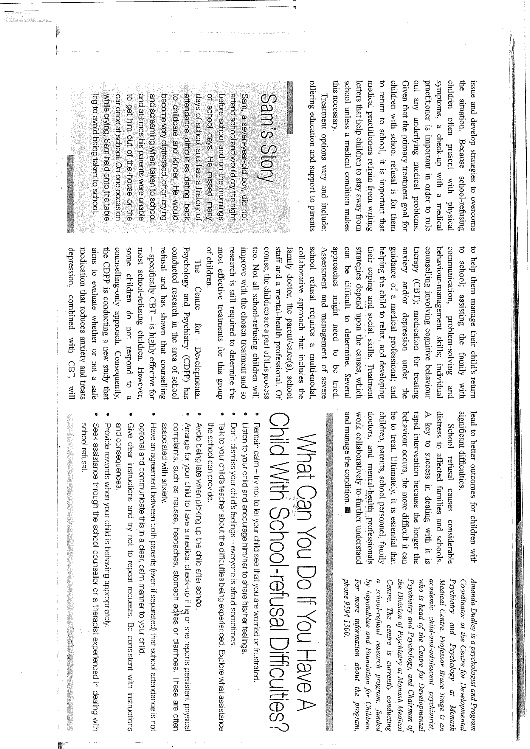issue and develop strategies to overcome the situation. Because school-refusing children often present with physical symptoms, a check-up with a medical practitioner is important in order to rule out any underlying medical problems. Given that the primary treatment goal for children with school refusal is for them to return to school, it is important that medical practitioners refrain from writing letters that help children to stay away from school unless a medical condition makes this necessary.

Treatment options vary and include: offering education and support to parents to help them manage their child's return to school; assisting the family with communication, problem-solving and behaviour-management skills; individual counselling involving cognitive behaviour therapy (CBT); medication for treating anxiety and/or depression under the guidance of a medical professional; and helping the child to relax, and developing their coping and social skills. Treatment strategies depend upon the causes, which can be difficult to determine. Several approaches might need to be tried. Assessment and management of severe school refusal requires a multi-modal, collaborative approach that includes the family doctor, the parent/carer(s), school staff and a mental-health professional. Of course, the children are a part of this process too. Not all school-refusing children will improve with the chosen treatment and so research is still required to determine the most effective treatments for this group of children.

The Centre for Developmental Psychology and Psychiatry (CDPP) has conducted research in the area of school refusal and has shown that counselling – specifically CBT – is highly effective for most school-refusing children. However, some children do not respond to a counselling-only approach. Consequently, the CDPP is conducting a new study that aims to evaluate whether or not a safe medication that reduces anxiety and treats depression, combined with CBT, will lead to better outcomes for children with significant difficulties.

School refusal causes considerable distress to affected families and schools. A key to success in dealing with it is rapid intervention because the longer the behaviour occurs, the more difficult it can be to treat. Ultimately, it is essential that children, parents, school personnel, family doctors, and mental-health professionals work collaboratively to further understand and manage the condition. ■

*Amanda Dudley is a psychologist and Program Coordinator at the Centre for Developmental Psychiatry and Psychology at Monash Medical Centre. Professor Bruce Tonge is an academic child-and-adolescent psychiatrist, who is head of the Centre for Developmental Psychiatry and Psychology, and Chairman of the Division of Psychiatry at Monash Medical Centre. The centre is currently conducting a school-refusal research program, funded by beyondblue and Foundation for Children. For more information about the program, phone 9594 1300.*

## Sam's Story

Sam, a seven-year-old boy, did not attend school and would cry the night before school and on the mornings of school days. He missed many days of school and had a history of attendance difficulties dating back to childcare and kinder. He would become very distressed, often crying and screaming when taken to school and at times his parents were unable to get him out of the house or the car once at school. On one occasion while crying, Sam held onto the table leg to avoid being taken to school.

## What Can You Do If You Have A Child With School-refusal Difficulties?

- Remain calm – try not to let your child see that you are worried or frustrated.
- Listen to your child and encourage him/her to share his/her feelings.
- Don't dismiss your child's feelings – everyone is afraid sometimes.
- Talk to your child's teacher about the difficulties being experienced. Explore what assistance the school can provide.
- Avoid being late when picking up the child after school.
- Arrange for your child to have a medical check-up if he or she reports persistent physical complaints, such as nausea, headaches, stomach aches or diarrhoea. These are often associated with anxiety.
- Have an agreement between both parents (even if separated) that school attendance is not optional and communicate this in a clear, calm manner to your child.
- Give clear instructions and try not to repeat requests. Be consistent with instructions and consequences.
- Provide rewards when your child is behaving appropriately.
- Seek assistance through the school counsellor or a therapist experienced in dealing with school refusal.